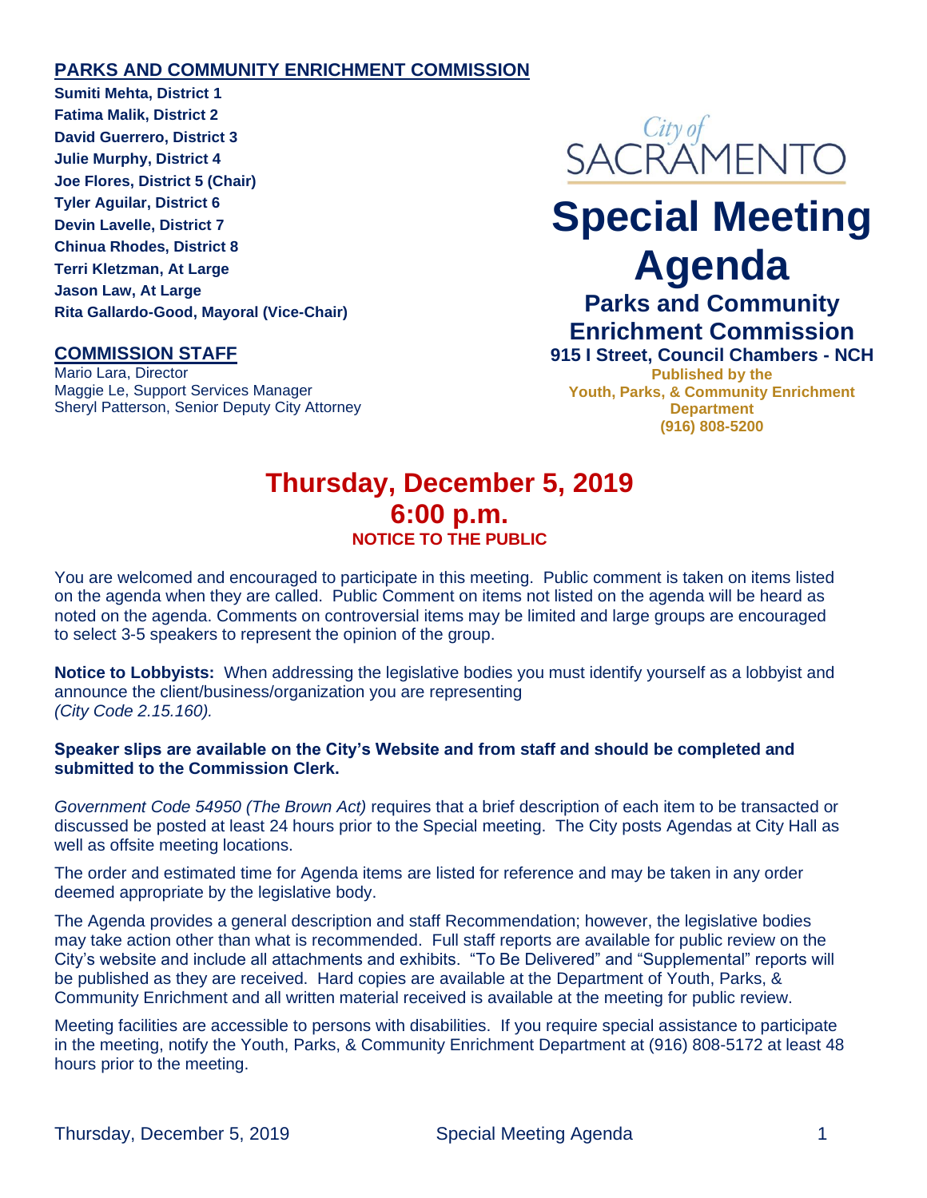## PARKS AND COMMUNITY ENRICHMENT COMMISSION

**Sumiti Mehta, District 1**
**Fatima Malik, District 2**
**David Guerrero, District 3**
**Julie Murphy, District 4**
**Joe Flores, District 5 (Chair)**
**Tyler Aguilar, District 6**
**Devin Lavelle, District 7**
**Chinua Rhodes, District 8**
**Terri Kletzman, At Large**
**Jason Law, At Large**
**Rita Gallardo-Good, Mayoral (Vice-Chair)**

## COMMISSION STAFF

Mario Lara, Director
Maggie Le, Support Services Manager
Sheryl Patterson, Senior Deputy City Attorney

City of SACRAMENTO

# Special Meeting Agenda

## Parks and Community Enrichment Commission

**915 I Street, Council Chambers - NCH**

**Published by the Youth, Parks, & Community Enrichment Department**
**(916) 808-5200**

## Thursday, December 5, 2019
## 6:00 p.m.

**NOTICE TO THE PUBLIC**

You are welcomed and encouraged to participate in this meeting. Public comment is taken on items listed on the agenda when they are called. Public Comment on items not listed on the agenda will be heard as noted on the agenda. Comments on controversial items may be limited and large groups are encouraged to select 3-5 speakers to represent the opinion of the group.

**Notice to Lobbyists:** When addressing the legislative bodies you must identify yourself as a lobbyist and announce the client/business/organization you are representing
*(City Code 2.15.160).*

**Speaker slips are available on the City's Website and from staff and should be completed and submitted to the Commission Clerk.**

*Government Code 54950 (The Brown Act)* requires that a brief description of each item to be transacted or discussed be posted at least 24 hours prior to the Special meeting. The City posts Agendas at City Hall as well as offsite meeting locations.

The order and estimated time for Agenda items are listed for reference and may be taken in any order deemed appropriate by the legislative body.

The Agenda provides a general description and staff Recommendation; however, the legislative bodies may take action other than what is recommended. Full staff reports are available for public review on the City's website and include all attachments and exhibits. "To Be Delivered" and "Supplemental" reports will be published as they are received. Hard copies are available at the Department of Youth, Parks, & Community Enrichment and all written material received is available at the meeting for public review.

Meeting facilities are accessible to persons with disabilities. If you require special assistance to participate in the meeting, notify the Youth, Parks, & Community Enrichment Department at (916) 808-5172 at least 48 hours prior to the meeting.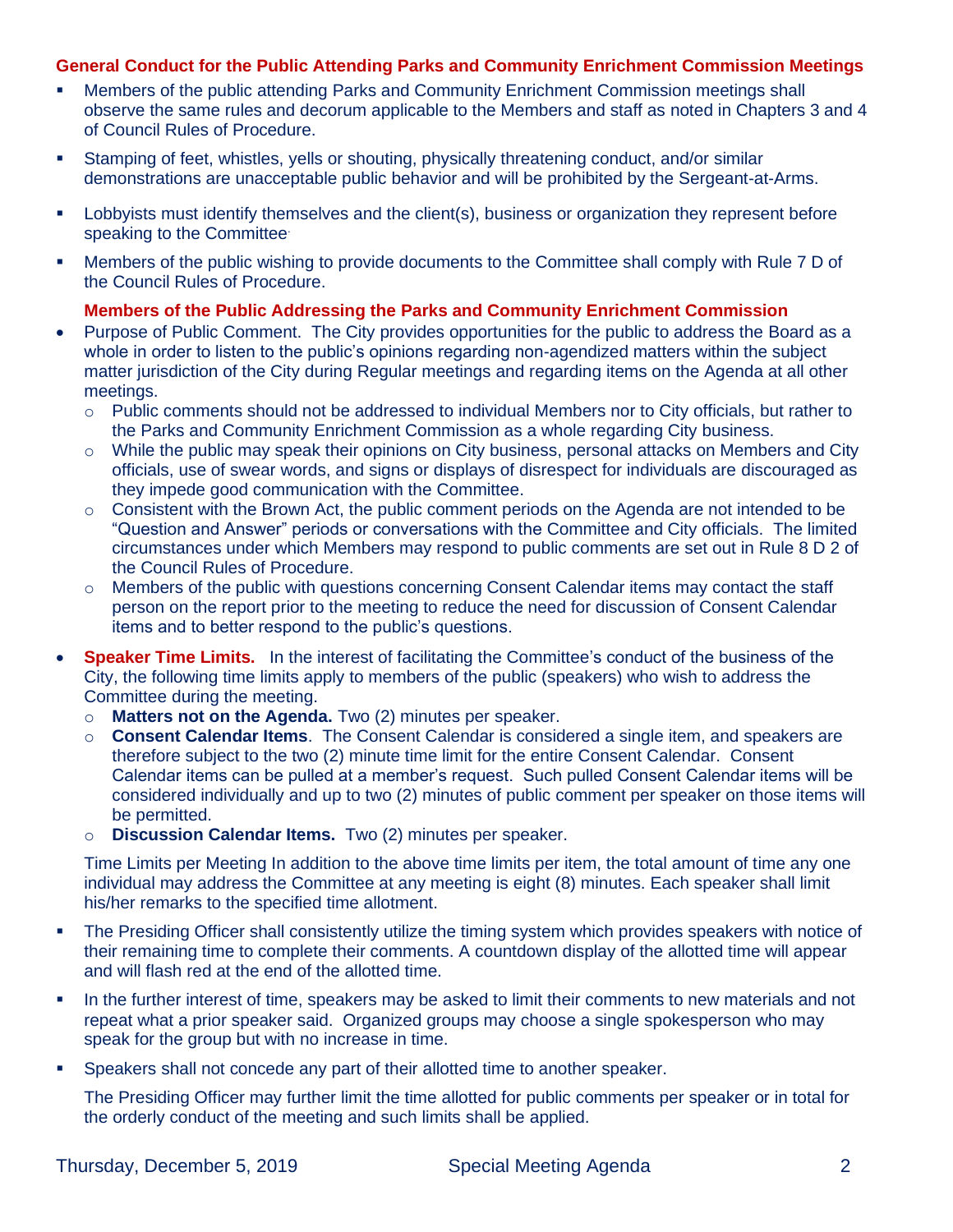## General Conduct for the Public Attending Parks and Community Enrichment Commission Meetings

- Members of the public attending Parks and Community Enrichment Commission meetings shall observe the same rules and decorum applicable to the Members and staff as noted in Chapters 3 and 4 of Council Rules of Procedure.
- Stamping of feet, whistles, yells or shouting, physically threatening conduct, and/or similar demonstrations are unacceptable public behavior and will be prohibited by the Sergeant-at-Arms.
- Lobbyists must identify themselves and the client(s), business or organization they represent before speaking to the Committee.
- Members of the public wishing to provide documents to the Committee shall comply with Rule 7 D of the Council Rules of Procedure.

### Members of the Public Addressing the Parks and Community Enrichment Commission

- Purpose of Public Comment. The City provides opportunities for the public to address the Board as a whole in order to listen to the public's opinions regarding non-agendized matters within the subject matter jurisdiction of the City during Regular meetings and regarding items on the Agenda at all other meetings.
  - Public comments should not be addressed to individual Members nor to City officials, but rather to the Parks and Community Enrichment Commission as a whole regarding City business.
  - While the public may speak their opinions on City business, personal attacks on Members and City officials, use of swear words, and signs or displays of disrespect for individuals are discouraged as they impede good communication with the Committee.
  - Consistent with the Brown Act, the public comment periods on the Agenda are not intended to be "Question and Answer" periods or conversations with the Committee and City officials. The limited circumstances under which Members may respond to public comments are set out in Rule 8 D 2 of the Council Rules of Procedure.
  - Members of the public with questions concerning Consent Calendar items may contact the staff person on the report prior to the meeting to reduce the need for discussion of Consent Calendar items and to better respond to the public's questions.
- **Speaker Time Limits.** In the interest of facilitating the Committee's conduct of the business of the City, the following time limits apply to members of the public (speakers) who wish to address the Committee during the meeting.
  - **Matters not on the Agenda.** Two (2) minutes per speaker.
  - **Consent Calendar Items**. The Consent Calendar is considered a single item, and speakers are therefore subject to the two (2) minute time limit for the entire Consent Calendar. Consent Calendar items can be pulled at a member's request. Such pulled Consent Calendar items will be considered individually and up to two (2) minutes of public comment per speaker on those items will be permitted.
  - **Discussion Calendar Items.** Two (2) minutes per speaker.

  Time Limits per Meeting In addition to the above time limits per item, the total amount of time any one individual may address the Committee at any meeting is eight (8) minutes. Each speaker shall limit his/her remarks to the specified time allotment.

- The Presiding Officer shall consistently utilize the timing system which provides speakers with notice of their remaining time to complete their comments. A countdown display of the allotted time will appear and will flash red at the end of the allotted time.
- In the further interest of time, speakers may be asked to limit their comments to new materials and not repeat what a prior speaker said. Organized groups may choose a single spokesperson who may speak for the group but with no increase in time.
- Speakers shall not concede any part of their allotted time to another speaker.

  The Presiding Officer may further limit the time allotted for public comments per speaker or in total for the orderly conduct of the meeting and such limits shall be applied.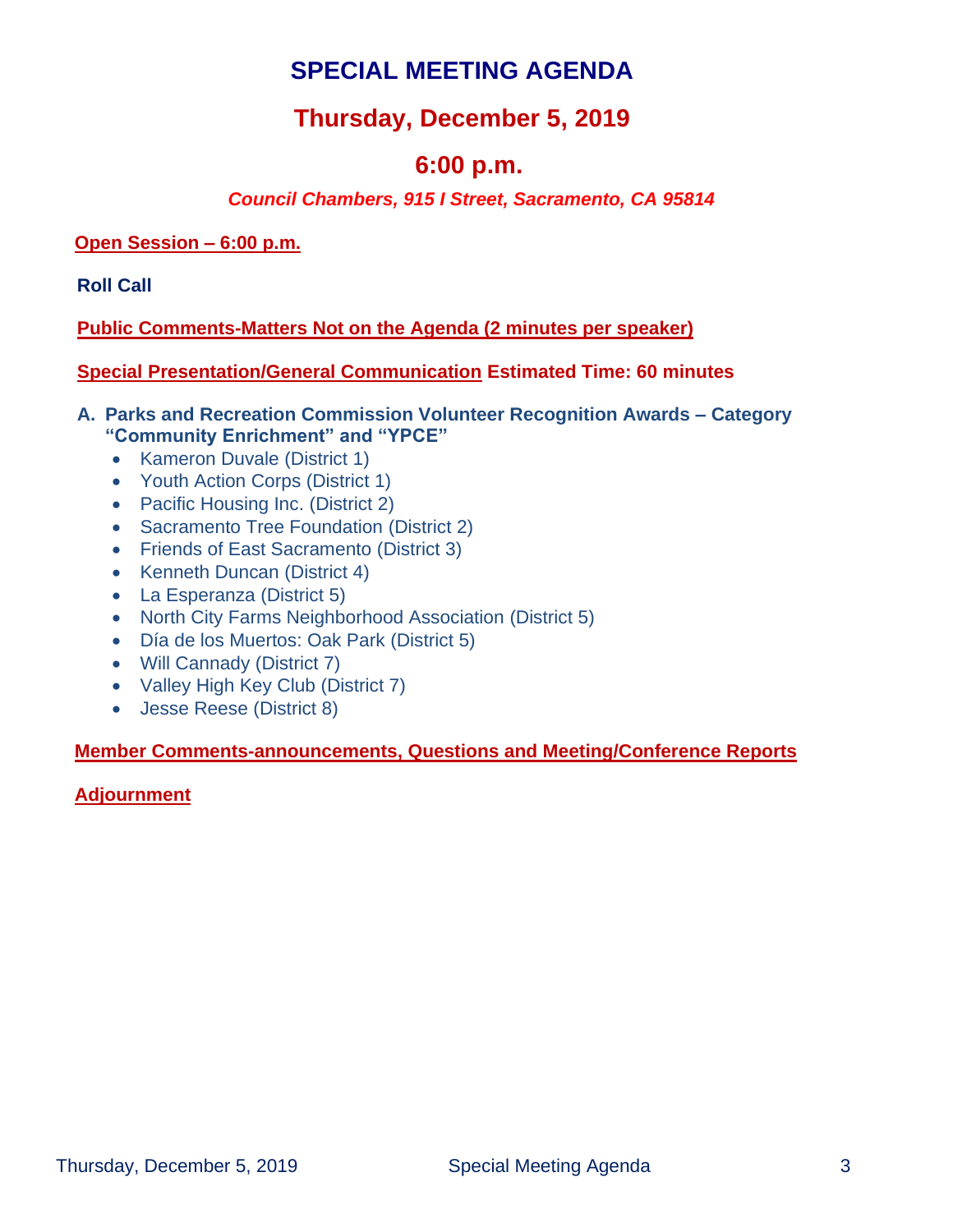# SPECIAL MEETING AGENDA

## Thursday, December 5, 2019

## 6:00 p.m.

***Council Chambers, 915 I Street, Sacramento, CA 95814***

**Open Session – 6:00 p.m.**

**Roll Call**

**Public Comments-Matters Not on the Agenda (2 minutes per speaker)**

**Special Presentation/General Communication Estimated Time: 60 minutes**

**A. Parks and Recreation Commission Volunteer Recognition Awards – Category "Community Enrichment" and "YPCE"**

- Kameron Duvale (District 1)
- Youth Action Corps (District 1)
- Pacific Housing Inc. (District 2)
- Sacramento Tree Foundation (District 2)
- Friends of East Sacramento (District 3)
- Kenneth Duncan (District 4)
- La Esperanza (District 5)
- North City Farms Neighborhood Association (District 5)
- Día de los Muertos: Oak Park (District 5)
- Will Cannady (District 7)
- Valley High Key Club (District 7)
- Jesse Reese (District 8)

**Member Comments-announcements, Questions and Meeting/Conference Reports**

**Adjournment**